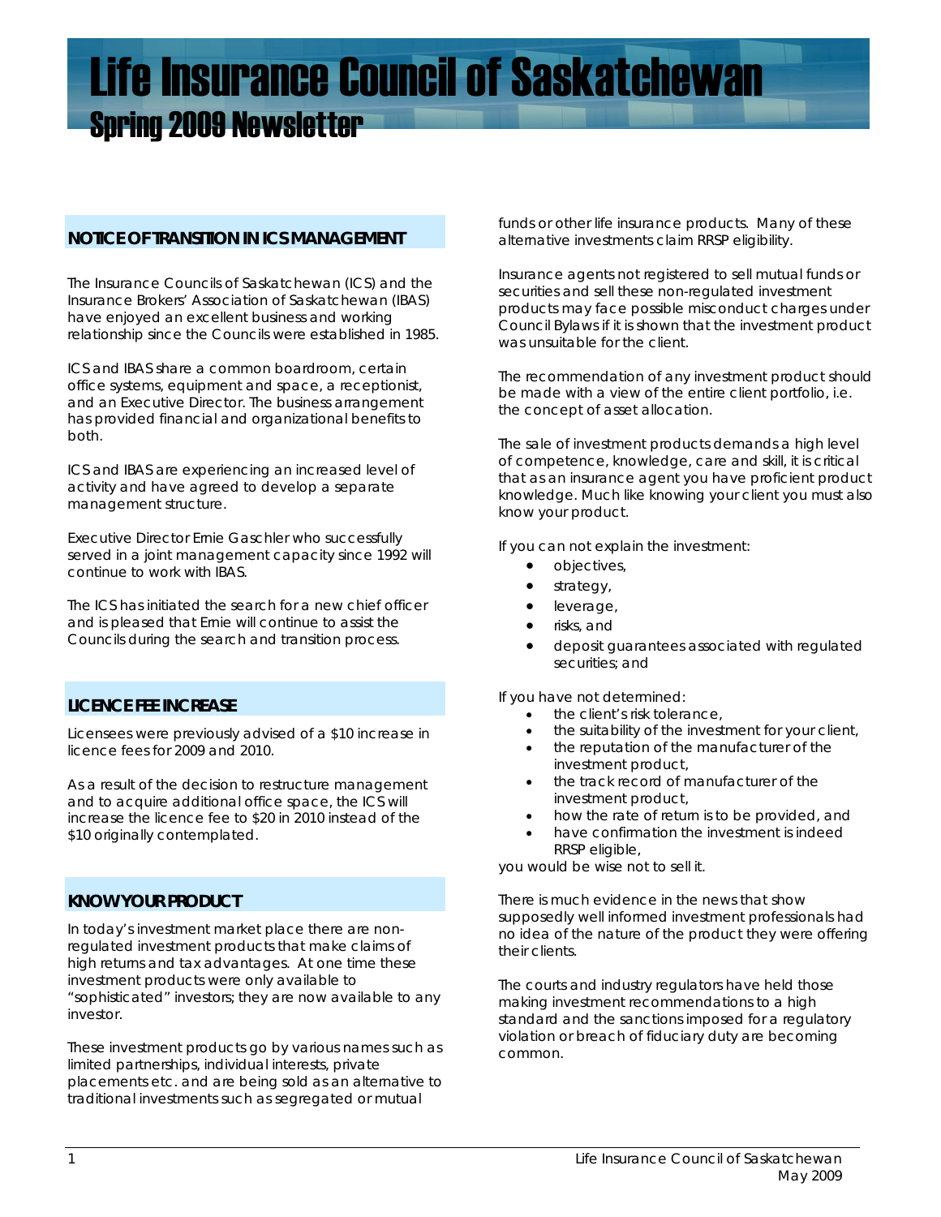# Life Insurance Council of Saskatchewan

## Spring 2009 Newsletter

### NOTICE OF TRANSITION IN ICS MANAGEMENT

The Insurance Councils of Saskatchewan (ICS) and the Insurance Brokers' Association of Saskatchewan (IBAS) have enjoyed an excellent business and working relationship since the Councils were established in 1985.

ICS and IBAS share a common boardroom, certain office systems, equipment and space, a receptionist, and an Executive Director. The business arrangement has provided financial and organizational benefits to both.

ICS and IBAS are experiencing an increased level of activity and have agreed to develop a separate management structure.

Executive Director Ernie Gaschler who successfully served in a joint management capacity since 1992 will continue to work with IBAS.

The ICS has initiated the search for a new chief officer and is pleased that Ernie will continue to assist the Councils during the search and transition process.

### LICENCE FEE INCREASE

Licensees were previously advised of a $10 increase in licence fees for 2009 and 2010.

As a result of the decision to restructure management and to acquire additional office space, the ICS will increase the licence fee to $20 in 2010 instead of the $10 originally contemplated.

### KNOW YOUR PRODUCT

In today's investment market place there are non-regulated investment products that make claims of high returns and tax advantages. At one time these investment products were only available to "sophisticated" investors; they are now available to any investor.

These investment products go by various names such as limited partnerships, individual interests, private placements etc. and are being sold as an alternative to traditional investments such as segregated or mutual funds or other life insurance products. Many of these alternative investments claim RRSP eligibility.

Insurance agents not registered to sell mutual funds or securities and sell these non-regulated investment products may face possible misconduct charges under Council Bylaws if it is shown that the investment product was unsuitable for the client.

The recommendation of any investment product should be made with a view of the entire client portfolio, i.e. the concept of asset allocation.

The sale of investment products demands a high level of competence, knowledge, care and skill, it is critical that as an insurance agent you have proficient product knowledge. Much like knowing your client you must also know your product.

If you can not explain the investment:

- objectives,
- strategy,
- leverage,
- risks, and
- deposit guarantees associated with regulated securities; and

If you have not determined:

- the client's risk tolerance,
- the suitability of the investment for your client,
- the reputation of the manufacturer of the investment product,
- the track record of manufacturer of the investment product,
- how the rate of return is to be provided, and
- have confirmation the investment is indeed RRSP eligible,

you would be wise not to sell it.

There is much evidence in the news that show supposedly well informed investment professionals had no idea of the nature of the product they were offering their clients.

The courts and industry regulators have held those making investment recommendations to a high standard and the sanctions imposed for a regulatory violation or breach of fiduciary duty are becoming common.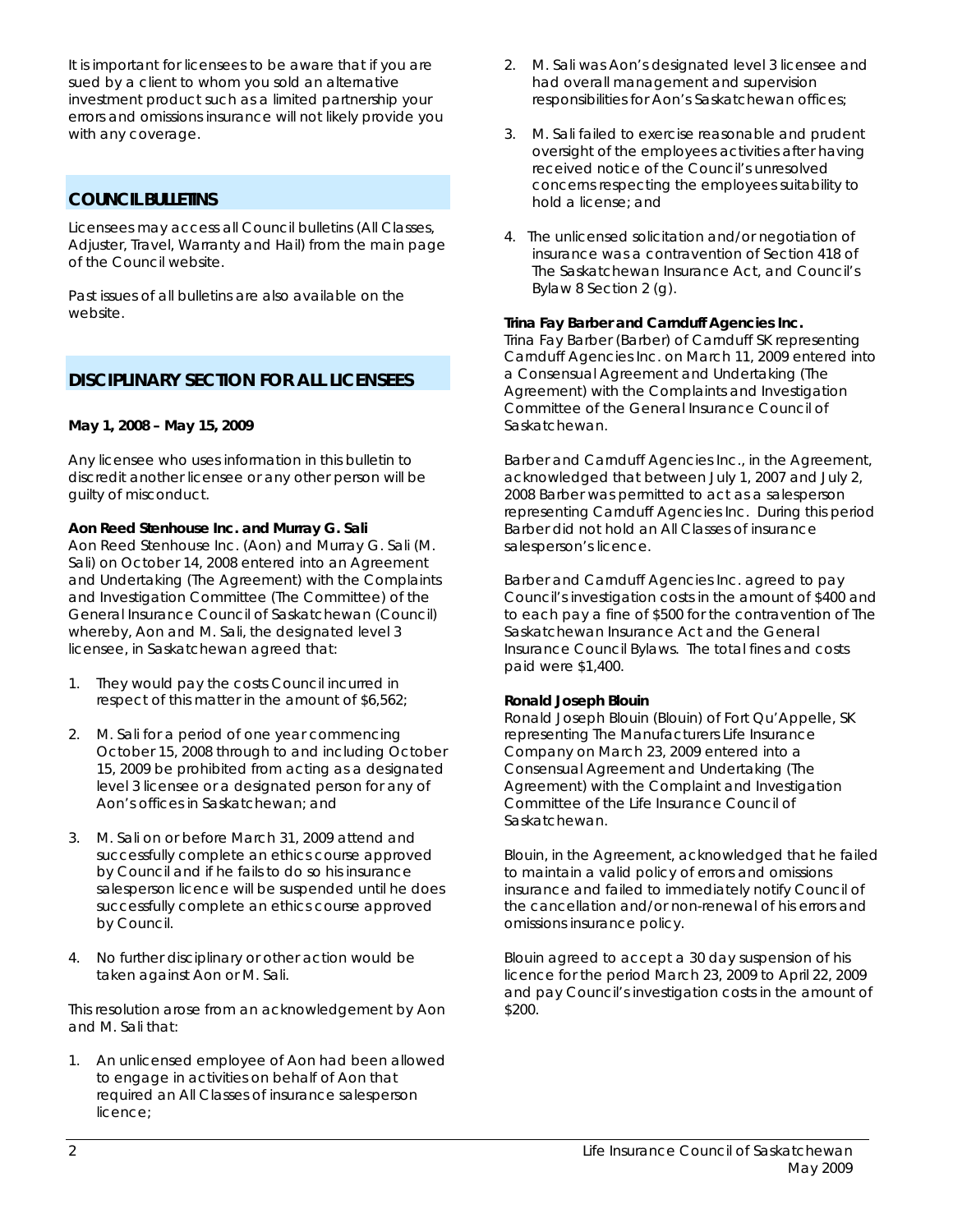It is important for licensees to be aware that if you are sued by a client to whom you sold an alternative investment product such as a limited partnership your errors and omissions insurance will not likely provide you with any coverage.

## COUNCIL BULLETINS

Licensees may access all Council bulletins (All Classes, Adjuster, Travel, Warranty and Hail) from the main page of the Council website.

Past issues of all bulletins are also available on the website.

## DISCIPLINARY SECTION FOR ALL LICENSEES

**May 1, 2008 – May 15, 2009**

Any licensee who uses information in this bulletin to discredit another licensee or any other person will be guilty of misconduct.

**Aon Reed Stenhouse Inc. and Murray G. Sali**

Aon Reed Stenhouse Inc. (Aon) and Murray G. Sali (M. Sali) on October 14, 2008 entered into an Agreement and Undertaking (The Agreement) with the Complaints and Investigation Committee (The Committee) of the General Insurance Council of Saskatchewan (Council) whereby, Aon and M. Sali, the designated level 3 licensee, in Saskatchewan agreed that:

1. They would pay the costs Council incurred in respect of this matter in the amount of $6,562;
2. M. Sali for a period of one year commencing October 15, 2008 through to and including October 15, 2009 be prohibited from acting as a designated level 3 licensee or a designated person for any of Aon's offices in Saskatchewan; and
3. M. Sali on or before March 31, 2009 attend and successfully complete an ethics course approved by Council and if he fails to do so his insurance salesperson licence will be suspended until he does successfully complete an ethics course approved by Council.
4. No further disciplinary or other action would be taken against Aon or M. Sali.

This resolution arose from an acknowledgement by Aon and M. Sali that:

1. An unlicensed employee of Aon had been allowed to engage in activities on behalf of Aon that required an All Classes of insurance salesperson licence;
2. M. Sali was Aon's designated level 3 licensee and had overall management and supervision responsibilities for Aon's Saskatchewan offices;
3. M. Sali failed to exercise reasonable and prudent oversight of the employees activities after having received notice of the Council's unresolved concerns respecting the employees suitability to hold a license; and
4. The unlicensed solicitation and/or negotiation of insurance was a contravention of Section 418 of The Saskatchewan Insurance Act, and Council's Bylaw 8 Section 2 (g).

**Trina Fay Barber and Carnduff Agencies Inc.**

Trina Fay Barber (Barber) of Carnduff SK representing Carnduff Agencies Inc. on March 11, 2009 entered into a Consensual Agreement and Undertaking (The Agreement) with the Complaints and Investigation Committee of the General Insurance Council of Saskatchewan.

Barber and Carnduff Agencies Inc., in the Agreement, acknowledged that between July 1, 2007 and July 2, 2008 Barber was permitted to act as a salesperson representing Carnduff Agencies Inc. During this period Barber did not hold an All Classes of insurance salesperson's licence.

Barber and Carnduff Agencies Inc. agreed to pay Council's investigation costs in the amount of $400 and to each pay a fine of $500 for the contravention of The Saskatchewan Insurance Act and the General Insurance Council Bylaws. The total fines and costs paid were $1,400.

**Ronald Joseph Blouin**

Ronald Joseph Blouin (Blouin) of Fort Qu'Appelle, SK representing The Manufacturers Life Insurance Company on March 23, 2009 entered into a Consensual Agreement and Undertaking (The Agreement) with the Complaint and Investigation Committee of the Life Insurance Council of Saskatchewan.

Blouin, in the Agreement, acknowledged that he failed to maintain a valid policy of errors and omissions insurance and failed to immediately notify Council of the cancellation and/or non-renewal of his errors and omissions insurance policy.

Blouin agreed to accept a 30 day suspension of his licence for the period March 23, 2009 to April 22, 2009 and pay Council's investigation costs in the amount of $200.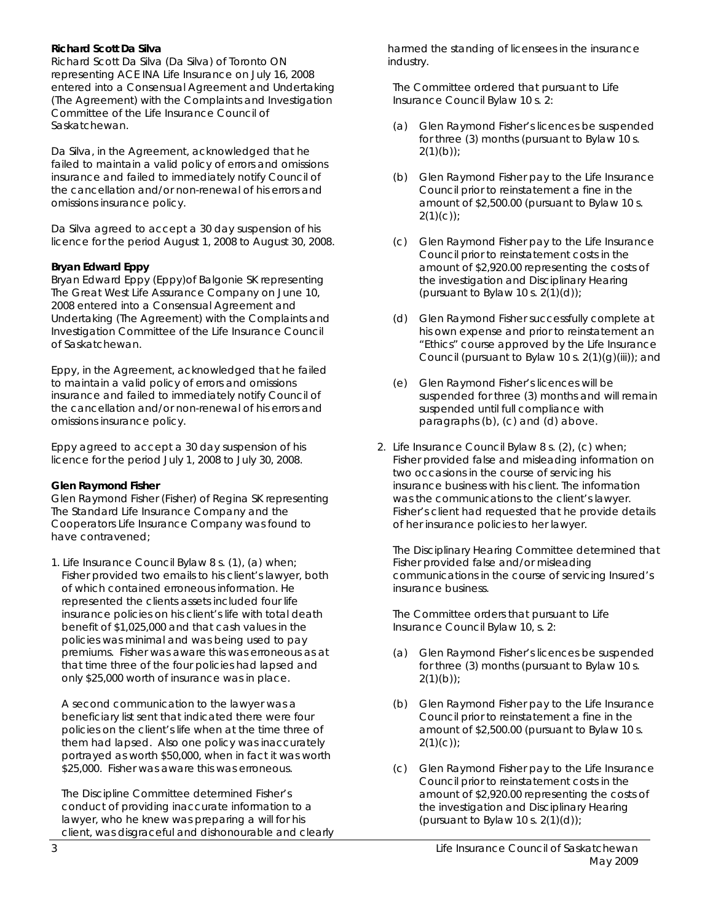**Richard Scott Da Silva**

Richard Scott Da Silva (Da Silva) of Toronto ON representing ACE INA Life Insurance on July 16, 2008 entered into a Consensual Agreement and Undertaking (The Agreement) with the Complaints and Investigation Committee of the Life Insurance Council of Saskatchewan.

Da Silva, in the Agreement, acknowledged that he failed to maintain a valid policy of errors and omissions insurance and failed to immediately notify Council of the cancellation and/or non-renewal of his errors and omissions insurance policy.

Da Silva agreed to accept a 30 day suspension of his licence for the period August 1, 2008 to August 30, 2008.

**Bryan Edward Eppy**

Bryan Edward Eppy (Eppy)of Balgonie SK representing The Great West Life Assurance Company on June 10, 2008 entered into a Consensual Agreement and Undertaking (The Agreement) with the Complaints and Investigation Committee of the Life Insurance Council of Saskatchewan.

Eppy, in the Agreement, acknowledged that he failed to maintain a valid policy of errors and omissions insurance and failed to immediately notify Council of the cancellation and/or non-renewal of his errors and omissions insurance policy.

Eppy agreed to accept a 30 day suspension of his licence for the period July 1, 2008 to July 30, 2008.

**Glen Raymond Fisher**

Glen Raymond Fisher (Fisher) of Regina SK representing The Standard Life Insurance Company and the Cooperators Life Insurance Company was found to have contravened;

1. Life Insurance Council Bylaw 8 s. (1), (a) when; Fisher provided two emails to his client's lawyer, both of which contained erroneous information. He represented the clients assets included four life insurance policies on his client's life with total death benefit of $1,025,000 and that cash values in the policies was minimal and was being used to pay premiums. Fisher was aware this was erroneous as at that time three of the four policies had lapsed and only $25,000 worth of insurance was in place.

   A second communication to the lawyer was a beneficiary list sent that indicated there were four policies on the client's life when at the time three of them had lapsed. Also one policy was inaccurately portrayed as worth $50,000, when in fact it was worth $25,000. Fisher was aware this was erroneous.

   The Discipline Committee determined Fisher's conduct of providing inaccurate information to a lawyer, who he knew was preparing a will for his client, was disgraceful and dishonourable and clearly harmed the standing of licensees in the insurance industry.

   The Committee ordered that pursuant to Life Insurance Council Bylaw 10 s. 2:

   (a) Glen Raymond Fisher's licences be suspended for three (3) months (pursuant to Bylaw 10 s. 2(1)(b));

   (b) Glen Raymond Fisher pay to the Life Insurance Council prior to reinstatement a fine in the amount of $2,500.00 (pursuant to Bylaw 10 s. 2(1)(c));

   (c) Glen Raymond Fisher pay to the Life Insurance Council prior to reinstatement costs in the amount of $2,920.00 representing the costs of the investigation and Disciplinary Hearing (pursuant to Bylaw 10 s. 2(1)(d));

   (d) Glen Raymond Fisher successfully complete at his own expense and prior to reinstatement an "Ethics" course approved by the Life Insurance Council (pursuant to Bylaw 10 s. 2(1)(g)(iii)); and

   (e) Glen Raymond Fisher's licences will be suspended for three (3) months and will remain suspended until full compliance with paragraphs (b), (c) and (d) above.

2. Life Insurance Council Bylaw 8 s. (2), (c) when; Fisher provided false and misleading information on two occasions in the course of servicing his insurance business with his client. The information was the communications to the client's lawyer. Fisher's client had requested that he provide details of her insurance policies to her lawyer.

   The Disciplinary Hearing Committee determined that Fisher provided false and/or misleading communications in the course of servicing Insured's insurance business.

   The Committee orders that pursuant to Life Insurance Council Bylaw 10, s. 2:

   (a) Glen Raymond Fisher's licences be suspended for three (3) months (pursuant to Bylaw 10 s. 2(1)(b));

   (b) Glen Raymond Fisher pay to the Life Insurance Council prior to reinstatement a fine in the amount of $2,500.00 (pursuant to Bylaw 10 s. 2(1)(c));

   (c) Glen Raymond Fisher pay to the Life Insurance Council prior to reinstatement costs in the amount of $2,920.00 representing the costs of the investigation and Disciplinary Hearing (pursuant to Bylaw 10 s. 2(1)(d));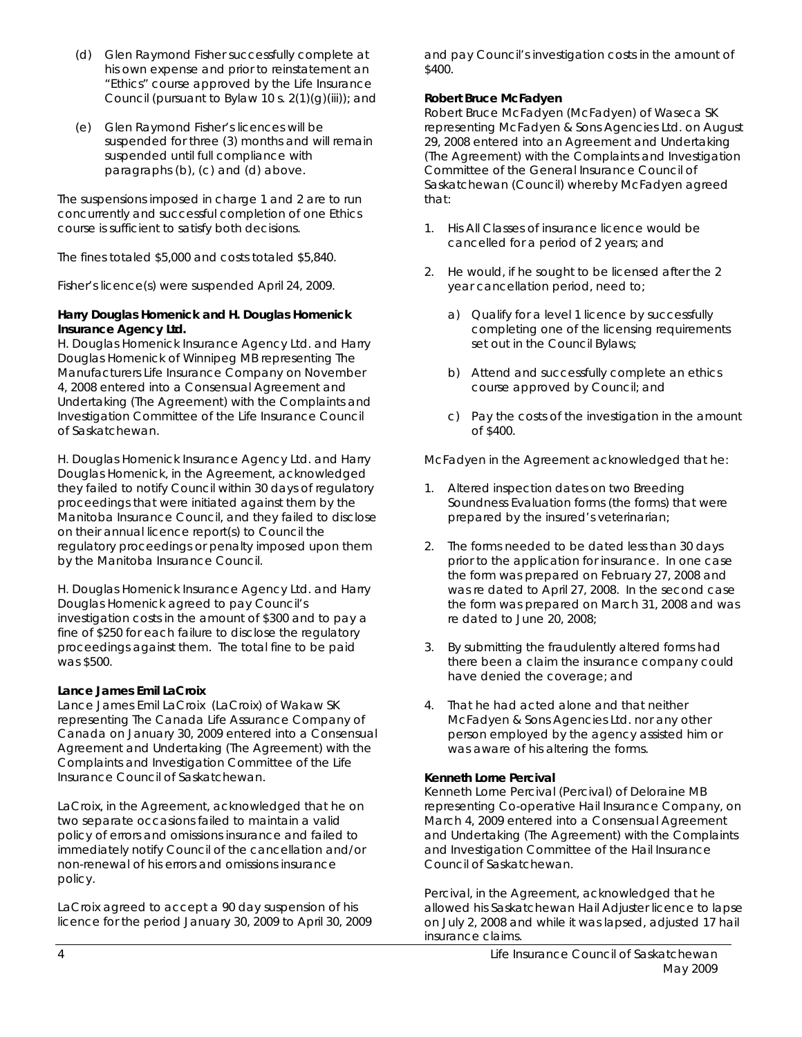(d) Glen Raymond Fisher successfully complete at his own expense and prior to reinstatement an "Ethics" course approved by the Life Insurance Council (pursuant to Bylaw 10 s. 2(1)(g)(iii)); and

(e) Glen Raymond Fisher's licences will be suspended for three (3) months and will remain suspended until full compliance with paragraphs (b), (c) and (d) above.

The suspensions imposed in charge 1 and 2 are to run concurrently and successful completion of one Ethics course is sufficient to satisfy both decisions.

The fines totaled $5,000 and costs totaled $5,840.

Fisher's licence(s) were suspended April 24, 2009.

**Harry Douglas Homenick and H. Douglas Homenick Insurance Agency Ltd.**

H. Douglas Homenick Insurance Agency Ltd. and Harry Douglas Homenick of Winnipeg MB representing The Manufacturers Life Insurance Company on November 4, 2008 entered into a Consensual Agreement and Undertaking (The Agreement) with the Complaints and Investigation Committee of the Life Insurance Council of Saskatchewan.

H. Douglas Homenick Insurance Agency Ltd. and Harry Douglas Homenick, in the Agreement, acknowledged they failed to notify Council within 30 days of regulatory proceedings that were initiated against them by the Manitoba Insurance Council, and they failed to disclose on their annual licence report(s) to Council the regulatory proceedings or penalty imposed upon them by the Manitoba Insurance Council.

H. Douglas Homenick Insurance Agency Ltd. and Harry Douglas Homenick agreed to pay Council's investigation costs in the amount of $300 and to pay a fine of $250 for each failure to disclose the regulatory proceedings against them. The total fine to be paid was $500.

**Lance James Emil LaCroix**

Lance James Emil LaCroix (LaCroix) of Wakaw SK representing The Canada Life Assurance Company of Canada on January 30, 2009 entered into a Consensual Agreement and Undertaking (The Agreement) with the Complaints and Investigation Committee of the Life Insurance Council of Saskatchewan.

LaCroix, in the Agreement, acknowledged that he on two separate occasions failed to maintain a valid policy of errors and omissions insurance and failed to immediately notify Council of the cancellation and/or non-renewal of his errors and omissions insurance policy.

LaCroix agreed to accept a 90 day suspension of his licence for the period January 30, 2009 to April 30, 2009 and pay Council's investigation costs in the amount of $400.

**Robert Bruce McFadyen**

Robert Bruce McFadyen (McFadyen) of Waseca SK representing McFadyen & Sons Agencies Ltd. on August 29, 2008 entered into an Agreement and Undertaking (The Agreement) with the Complaints and Investigation Committee of the General Insurance Council of Saskatchewan (Council) whereby McFadyen agreed that:

1. His All Classes of insurance licence would be cancelled for a period of 2 years; and
2. He would, if he sought to be licensed after the 2 year cancellation period, need to;
   a) Qualify for a level 1 licence by successfully completing one of the licensing requirements set out in the Council Bylaws;
   b) Attend and successfully complete an ethics course approved by Council; and
   c) Pay the costs of the investigation in the amount of $400.

McFadyen in the Agreement acknowledged that he:

1. Altered inspection dates on two Breeding Soundness Evaluation forms (the forms) that were prepared by the insured's veterinarian;
2. The forms needed to be dated less than 30 days prior to the application for insurance. In one case the form was prepared on February 27, 2008 and was re dated to April 27, 2008. In the second case the form was prepared on March 31, 2008 and was re dated to June 20, 2008;
3. By submitting the fraudulently altered forms had there been a claim the insurance company could have denied the coverage; and
4. That he had acted alone and that neither McFadyen & Sons Agencies Ltd. nor any other person employed by the agency assisted him or was aware of his altering the forms.

**Kenneth Lorne Percival**

Kenneth Lorne Percival (Percival) of Deloraine MB representing Co-operative Hail Insurance Company, on March 4, 2009 entered into a Consensual Agreement and Undertaking (The Agreement) with the Complaints and Investigation Committee of the Hail Insurance Council of Saskatchewan.

Percival, in the Agreement, acknowledged that he allowed his Saskatchewan Hail Adjuster licence to lapse on July 2, 2008 and while it was lapsed, adjusted 17 hail insurance claims.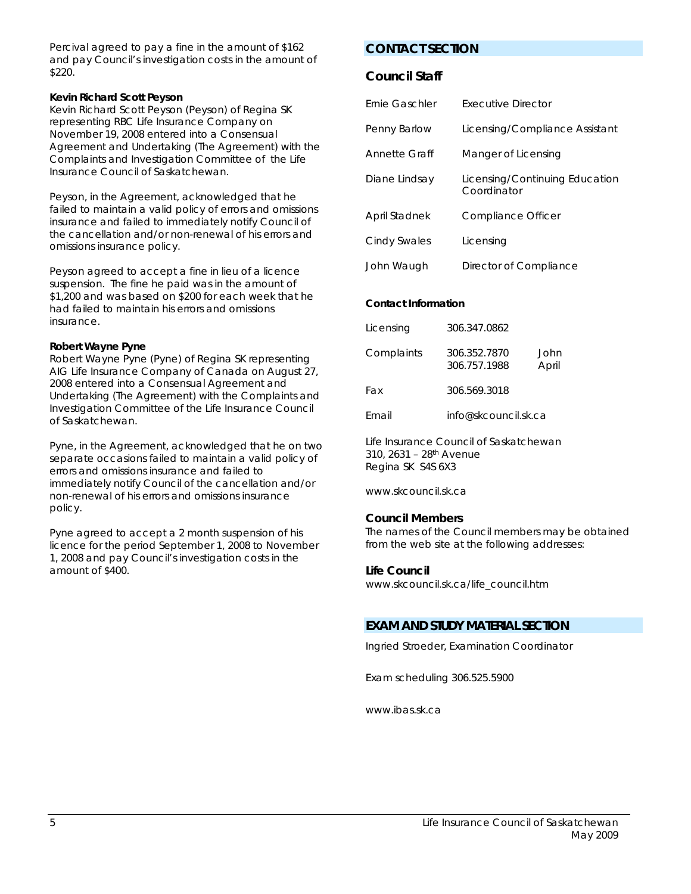Percival agreed to pay a fine in the amount of $162 and pay Council's investigation costs in the amount of $220.

**Kevin Richard Scott Peyson**
Kevin Richard Scott Peyson (Peyson) of Regina SK representing RBC Life Insurance Company on November 19, 2008 entered into a Consensual Agreement and Undertaking (The Agreement) with the Complaints and Investigation Committee of the Life Insurance Council of Saskatchewan.

Peyson, in the Agreement, acknowledged that he failed to maintain a valid policy of errors and omissions insurance and failed to immediately notify Council of the cancellation and/or non-renewal of his errors and omissions insurance policy.

Peyson agreed to accept a fine in lieu of a licence suspension. The fine he paid was in the amount of $1,200 and was based on $200 for each week that he had failed to maintain his errors and omissions insurance.

**Robert Wayne Pyne**
Robert Wayne Pyne (Pyne) of Regina SK representing AIG Life Insurance Company of Canada on August 27, 2008 entered into a Consensual Agreement and Undertaking (The Agreement) with the Complaints and Investigation Committee of the Life Insurance Council of Saskatchewan.

Pyne, in the Agreement, acknowledged that he on two separate occasions failed to maintain a valid policy of errors and omissions insurance and failed to immediately notify Council of the cancellation and/or non-renewal of his errors and omissions insurance policy.

Pyne agreed to accept a 2 month suspension of his licence for the period September 1, 2008 to November 1, 2008 and pay Council's investigation costs in the amount of $400.

## CONTACT SECTION

### Council Staff

| | |
|---|---|
| Ernie Gaschler | Executive Director |
| Penny Barlow | Licensing/Compliance Assistant |
| Annette Graff | Manger of Licensing |
| Diane Lindsay | Licensing/Continuing Education Coordinator |
| April Stadnek | Compliance Officer |
| Cindy Swales | Licensing |
| John Waugh | Director of Compliance |

**Contact Information**

| | | |
|---|---|---|
| Licensing | 306.347.0862 | |
| Complaints | 306.352.7870 | John |
| | 306.757.1988 | April |
| Fax | 306.569.3018 | |
| Email | info@skcouncil.sk.ca | |

Life Insurance Council of Saskatchewan
310, 2631 – 28th Avenue
Regina SK S4S 6X3

www.skcouncil.sk.ca

### Council Members

The names of the Council members may be obtained from the web site at the following addresses:

### Life Council

www.skcouncil.sk.ca/life_council.htm

## EXAM AND STUDY MATERIAL SECTION

Ingried Stroeder, Examination Coordinator

Exam scheduling 306.525.5900

www.ibas.sk.ca